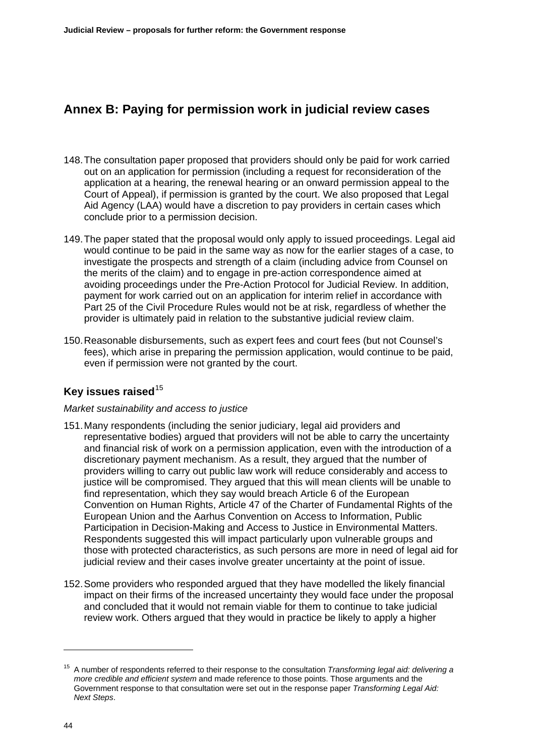# Annex B: Paying for permission work in judicial review cases

148. The consultation paper proposed that providers should only be paid for work carried out on an application for permission (including a request for reconsideration of the application at a hearing, the renewal hearing or an onward permission appeal to the Court of Appeal), if permission is granted by the court. We also proposed that Legal Aid Agency (LAA) would have a discretion to pay providers in certain cases which conclude prior to a permission decision.

149. The paper stated that the proposal would only apply to issued proceedings. Legal aid would continue to be paid in the same way as now for the earlier stages of a case, to investigate the prospects and strength of a claim (including advice from Counsel on the merits of the claim) and to engage in pre-action correspondence aimed at avoiding proceedings under the Pre-Action Protocol for Judicial Review. In addition, payment for work carried out on an application for interim relief in accordance with Part 25 of the Civil Procedure Rules would not be at risk, regardless of whether the provider is ultimately paid in relation to the substantive judicial review claim.

150. Reasonable disbursements, such as expert fees and court fees (but not Counsel's fees), which arise in preparing the permission application, would continue to be paid, even if permission were not granted by the court.

## Key issues raised[15]

*Market sustainability and access to justice*

151. Many respondents (including the senior judiciary, legal aid providers and representative bodies) argued that providers will not be able to carry the uncertainty and financial risk of work on a permission application, even with the introduction of a discretionary payment mechanism. As a result, they argued that the number of providers willing to carry out public law work will reduce considerably and access to justice will be compromised. They argued that this will mean clients will be unable to find representation, which they say would breach Article 6 of the European Convention on Human Rights, Article 47 of the Charter of Fundamental Rights of the European Union and the Aarhus Convention on Access to Information, Public Participation in Decision-Making and Access to Justice in Environmental Matters. Respondents suggested this will impact particularly upon vulnerable groups and those with protected characteristics, as such persons are more in need of legal aid for judicial review and their cases involve greater uncertainty at the point of issue.

152. Some providers who responded argued that they have modelled the likely financial impact on their firms of the increased uncertainty they would face under the proposal and concluded that it would not remain viable for them to continue to take judicial review work. Others argued that they would in practice be likely to apply a higher

---

[15] A number of respondents referred to their response to the consultation *Transforming legal aid: delivering a more credible and efficient system* and made reference to those points. Those arguments and the Government response to that consultation were set out in the response paper *Transforming Legal Aid: Next Steps*.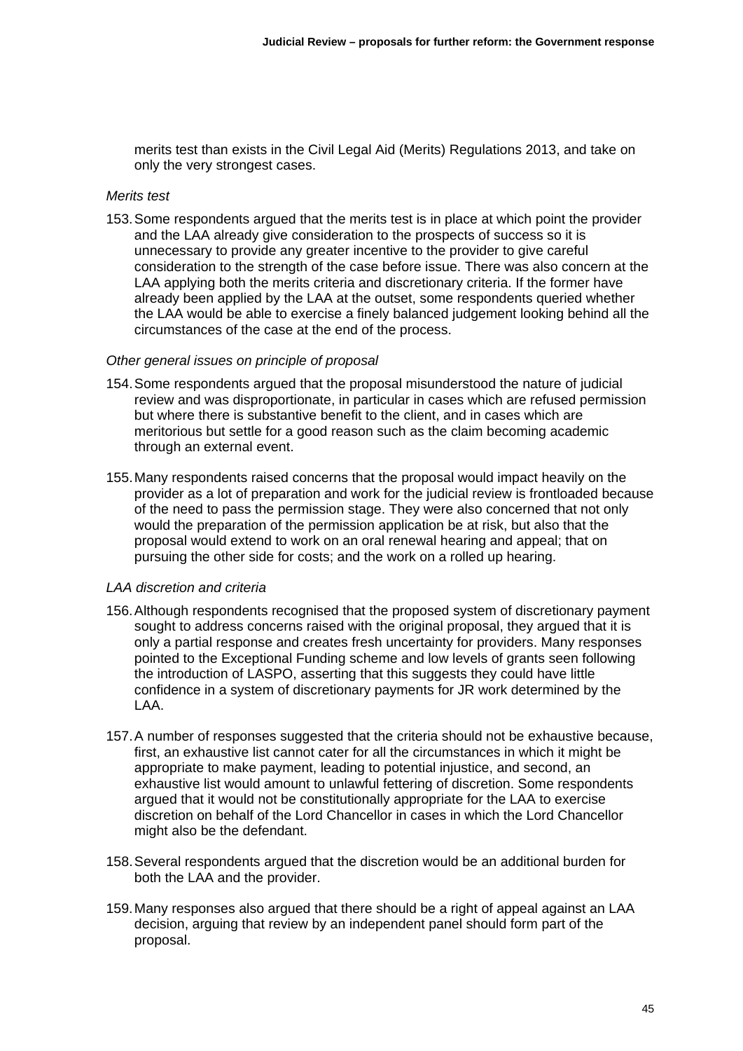merits test than exists in the Civil Legal Aid (Merits) Regulations 2013, and take on only the very strongest cases.

*Merits test*

153. Some respondents argued that the merits test is in place at which point the provider and the LAA already give consideration to the prospects of success so it is unnecessary to provide any greater incentive to the provider to give careful consideration to the strength of the case before issue. There was also concern at the LAA applying both the merits criteria and discretionary criteria. If the former have already been applied by the LAA at the outset, some respondents queried whether the LAA would be able to exercise a finely balanced judgement looking behind all the circumstances of the case at the end of the process.

*Other general issues on principle of proposal*

154. Some respondents argued that the proposal misunderstood the nature of judicial review and was disproportionate, in particular in cases which are refused permission but where there is substantive benefit to the client, and in cases which are meritorious but settle for a good reason such as the claim becoming academic through an external event.

155. Many respondents raised concerns that the proposal would impact heavily on the provider as a lot of preparation and work for the judicial review is frontloaded because of the need to pass the permission stage. They were also concerned that not only would the preparation of the permission application be at risk, but also that the proposal would extend to work on an oral renewal hearing and appeal; that on pursuing the other side for costs; and the work on a rolled up hearing.

*LAA discretion and criteria*

156. Although respondents recognised that the proposed system of discretionary payment sought to address concerns raised with the original proposal, they argued that it is only a partial response and creates fresh uncertainty for providers. Many responses pointed to the Exceptional Funding scheme and low levels of grants seen following the introduction of LASPO, asserting that this suggests they could have little confidence in a system of discretionary payments for JR work determined by the LAA.

157. A number of responses suggested that the criteria should not be exhaustive because, first, an exhaustive list cannot cater for all the circumstances in which it might be appropriate to make payment, leading to potential injustice, and second, an exhaustive list would amount to unlawful fettering of discretion. Some respondents argued that it would not be constitutionally appropriate for the LAA to exercise discretion on behalf of the Lord Chancellor in cases in which the Lord Chancellor might also be the defendant.

158. Several respondents argued that the discretion would be an additional burden for both the LAA and the provider.

159. Many responses also argued that there should be a right of appeal against an LAA decision, arguing that review by an independent panel should form part of the proposal.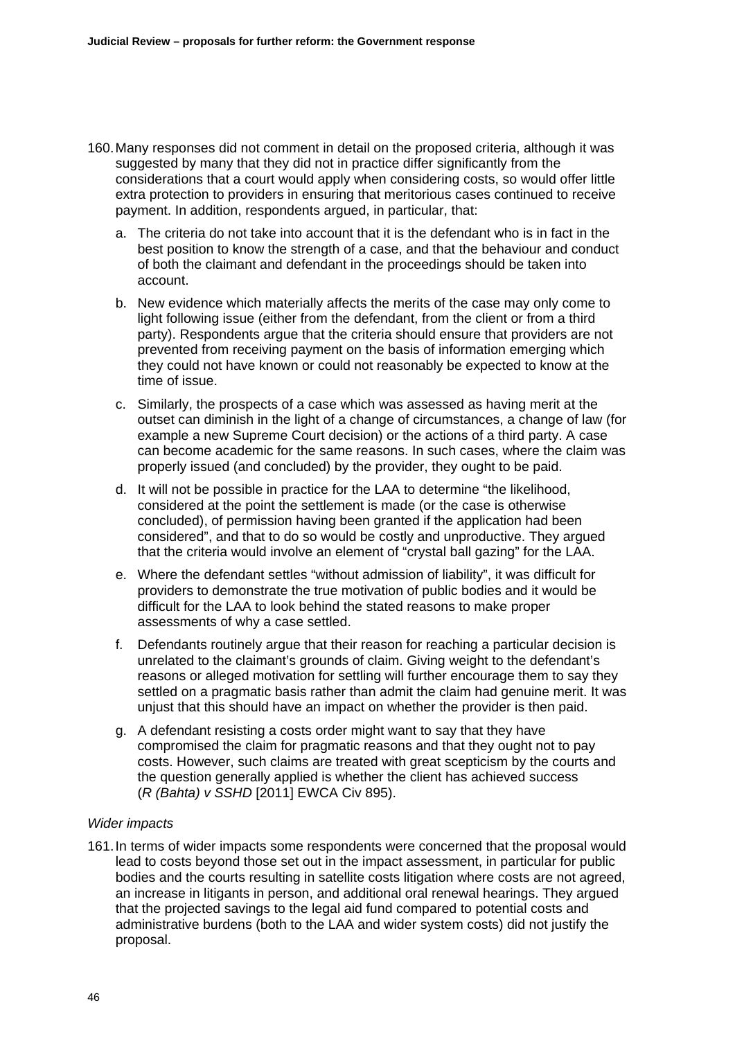160. Many responses did not comment in detail on the proposed criteria, although it was suggested by many that they did not in practice differ significantly from the considerations that a court would apply when considering costs, so would offer little extra protection to providers in ensuring that meritorious cases continued to receive payment. In addition, respondents argued, in particular, that:

   a. The criteria do not take into account that it is the defendant who is in fact in the best position to know the strength of a case, and that the behaviour and conduct of both the claimant and defendant in the proceedings should be taken into account.

   b. New evidence which materially affects the merits of the case may only come to light following issue (either from the defendant, from the client or from a third party). Respondents argue that the criteria should ensure that providers are not prevented from receiving payment on the basis of information emerging which they could not have known or could not reasonably be expected to know at the time of issue.

   c. Similarly, the prospects of a case which was assessed as having merit at the outset can diminish in the light of a change of circumstances, a change of law (for example a new Supreme Court decision) or the actions of a third party. A case can become academic for the same reasons. In such cases, where the claim was properly issued (and concluded) by the provider, they ought to be paid.

   d. It will not be possible in practice for the LAA to determine "the likelihood, considered at the point the settlement is made (or the case is otherwise concluded), of permission having been granted if the application had been considered", and that to do so would be costly and unproductive. They argued that the criteria would involve an element of "crystal ball gazing" for the LAA.

   e. Where the defendant settles "without admission of liability", it was difficult for providers to demonstrate the true motivation of public bodies and it would be difficult for the LAA to look behind the stated reasons to make proper assessments of why a case settled.

   f. Defendants routinely argue that their reason for reaching a particular decision is unrelated to the claimant's grounds of claim. Giving weight to the defendant's reasons or alleged motivation for settling will further encourage them to say they settled on a pragmatic basis rather than admit the claim had genuine merit. It was unjust that this should have an impact on whether the provider is then paid.

   g. A defendant resisting a costs order might want to say that they have compromised the claim for pragmatic reasons and that they ought not to pay costs. However, such claims are treated with great scepticism by the courts and the question generally applied is whether the client has achieved success (*R (Bahta) v SSHD* [2011] EWCA Civ 895).

*Wider impacts*

161. In terms of wider impacts some respondents were concerned that the proposal would lead to costs beyond those set out in the impact assessment, in particular for public bodies and the courts resulting in satellite costs litigation where costs are not agreed, an increase in litigants in person, and additional oral renewal hearings. They argued that the projected savings to the legal aid fund compared to potential costs and administrative burdens (both to the LAA and wider system costs) did not justify the proposal.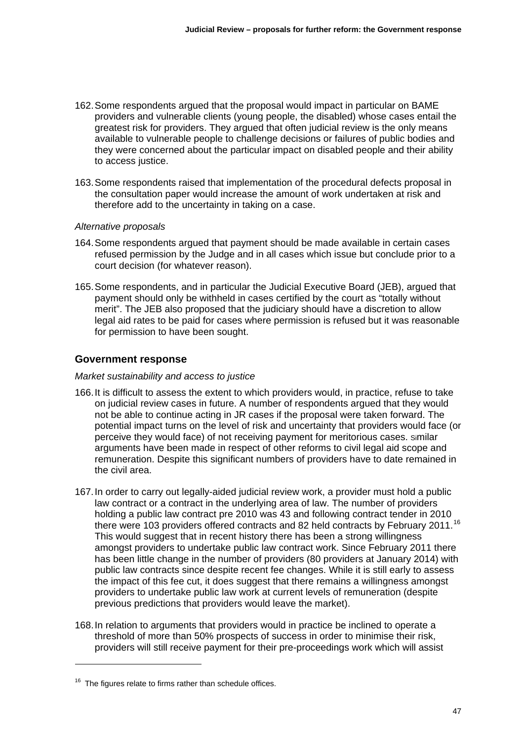162. Some respondents argued that the proposal would impact in particular on BAME providers and vulnerable clients (young people, the disabled) whose cases entail the greatest risk for providers. They argued that often judicial review is the only means available to vulnerable people to challenge decisions or failures of public bodies and they were concerned about the particular impact on disabled people and their ability to access justice.

163. Some respondents raised that implementation of the procedural defects proposal in the consultation paper would increase the amount of work undertaken at risk and therefore add to the uncertainty in taking on a case.

*Alternative proposals*

164. Some respondents argued that payment should be made available in certain cases refused permission by the Judge and in all cases which issue but conclude prior to a court decision (for whatever reason).

165. Some respondents, and in particular the Judicial Executive Board (JEB), argued that payment should only be withheld in cases certified by the court as "totally without merit". The JEB also proposed that the judiciary should have a discretion to allow legal aid rates to be paid for cases where permission is refused but it was reasonable for permission to have been sought.

## Government response

*Market sustainability and access to justice*

166. It is difficult to assess the extent to which providers would, in practice, refuse to take on judicial review cases in future. A number of respondents argued that they would not be able to continue acting in JR cases if the proposal were taken forward. The potential impact turns on the level of risk and uncertainty that providers would face (or perceive they would face) of not receiving payment for meritorious cases. Similar arguments have been made in respect of other reforms to civil legal aid scope and remuneration. Despite this significant numbers of providers have to date remained in the civil area.

167. In order to carry out legally-aided judicial review work, a provider must hold a public law contract or a contract in the underlying area of law. The number of providers holding a public law contract pre 2010 was 43 and following contract tender in 2010 there were 103 providers offered contracts and 82 held contracts by February 2011.[16] This would suggest that in recent history there has been a strong willingness amongst providers to undertake public law contract work. Since February 2011 there has been little change in the number of providers (80 providers at January 2014) with public law contracts since despite recent fee changes. While it is still early to assess the impact of this fee cut, it does suggest that there remains a willingness amongst providers to undertake public law work at current levels of remuneration (despite previous predictions that providers would leave the market).

168. In relation to arguments that providers would in practice be inclined to operate a threshold of more than 50% prospects of success in order to minimise their risk, providers will still receive payment for their pre-proceedings work which will assist

---

[16] The figures relate to firms rather than schedule offices.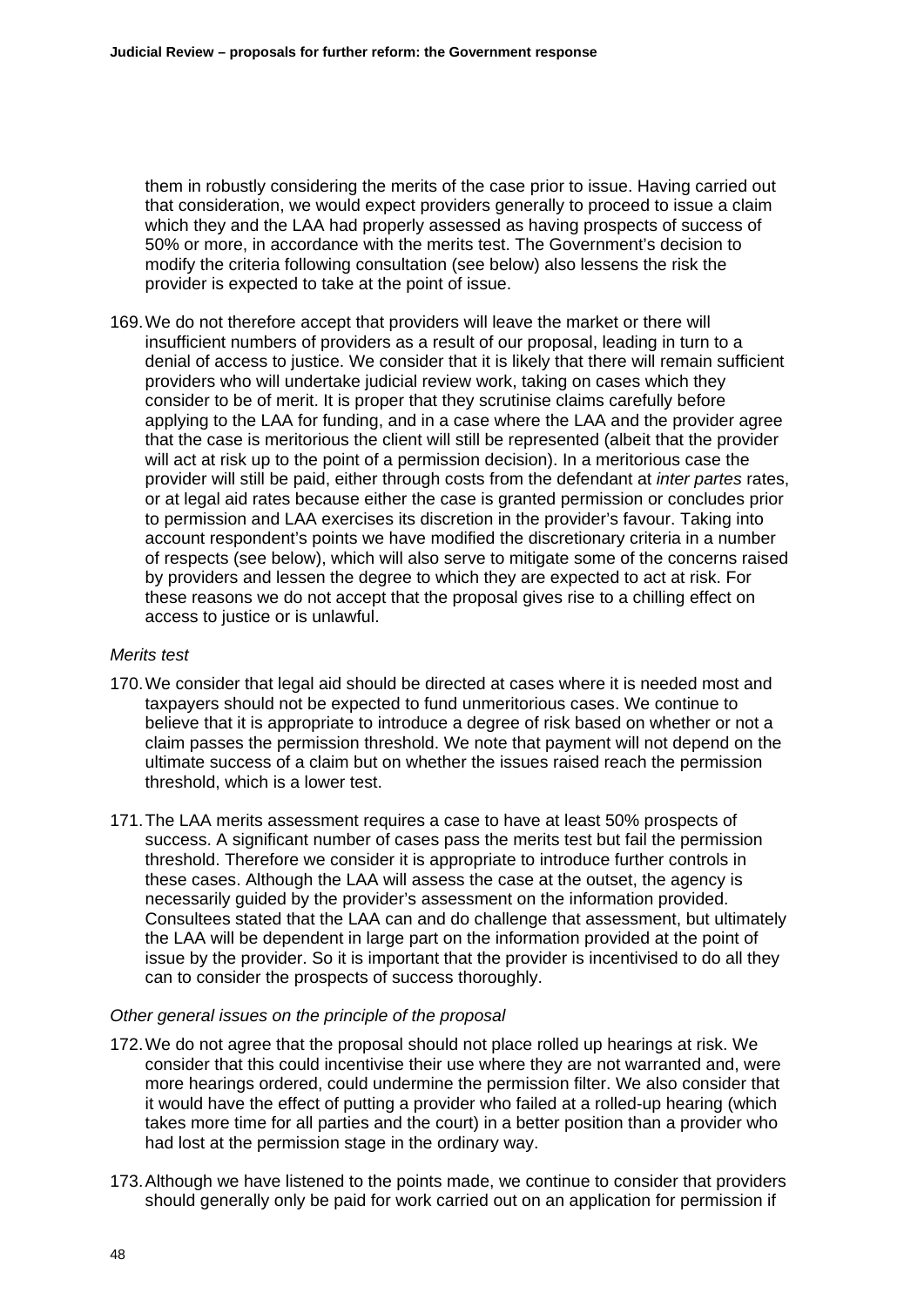them in robustly considering the merits of the case prior to issue. Having carried out that consideration, we would expect providers generally to proceed to issue a claim which they and the LAA had properly assessed as having prospects of success of 50% or more, in accordance with the merits test. The Government's decision to modify the criteria following consultation (see below) also lessens the risk the provider is expected to take at the point of issue.

169. We do not therefore accept that providers will leave the market or there will insufficient numbers of providers as a result of our proposal, leading in turn to a denial of access to justice. We consider that it is likely that there will remain sufficient providers who will undertake judicial review work, taking on cases which they consider to be of merit. It is proper that they scrutinise claims carefully before applying to the LAA for funding, and in a case where the LAA and the provider agree that the case is meritorious the client will still be represented (albeit that the provider will act at risk up to the point of a permission decision). In a meritorious case the provider will still be paid, either through costs from the defendant at *inter partes* rates, or at legal aid rates because either the case is granted permission or concludes prior to permission and LAA exercises its discretion in the provider's favour. Taking into account respondent's points we have modified the discretionary criteria in a number of respects (see below), which will also serve to mitigate some of the concerns raised by providers and lessen the degree to which they are expected to act at risk. For these reasons we do not accept that the proposal gives rise to a chilling effect on access to justice or is unlawful.

*Merits test*

170. We consider that legal aid should be directed at cases where it is needed most and taxpayers should not be expected to fund unmeritorious cases. We continue to believe that it is appropriate to introduce a degree of risk based on whether or not a claim passes the permission threshold. We note that payment will not depend on the ultimate success of a claim but on whether the issues raised reach the permission threshold, which is a lower test.

171. The LAA merits assessment requires a case to have at least 50% prospects of success. A significant number of cases pass the merits test but fail the permission threshold. Therefore we consider it is appropriate to introduce further controls in these cases. Although the LAA will assess the case at the outset, the agency is necessarily guided by the provider's assessment on the information provided. Consultees stated that the LAA can and do challenge that assessment, but ultimately the LAA will be dependent in large part on the information provided at the point of issue by the provider. So it is important that the provider is incentivised to do all they can to consider the prospects of success thoroughly.

*Other general issues on the principle of the proposal*

172. We do not agree that the proposal should not place rolled up hearings at risk. We consider that this could incentivise their use where they are not warranted and, were more hearings ordered, could undermine the permission filter. We also consider that it would have the effect of putting a provider who failed at a rolled-up hearing (which takes more time for all parties and the court) in a better position than a provider who had lost at the permission stage in the ordinary way.

173. Although we have listened to the points made, we continue to consider that providers should generally only be paid for work carried out on an application for permission if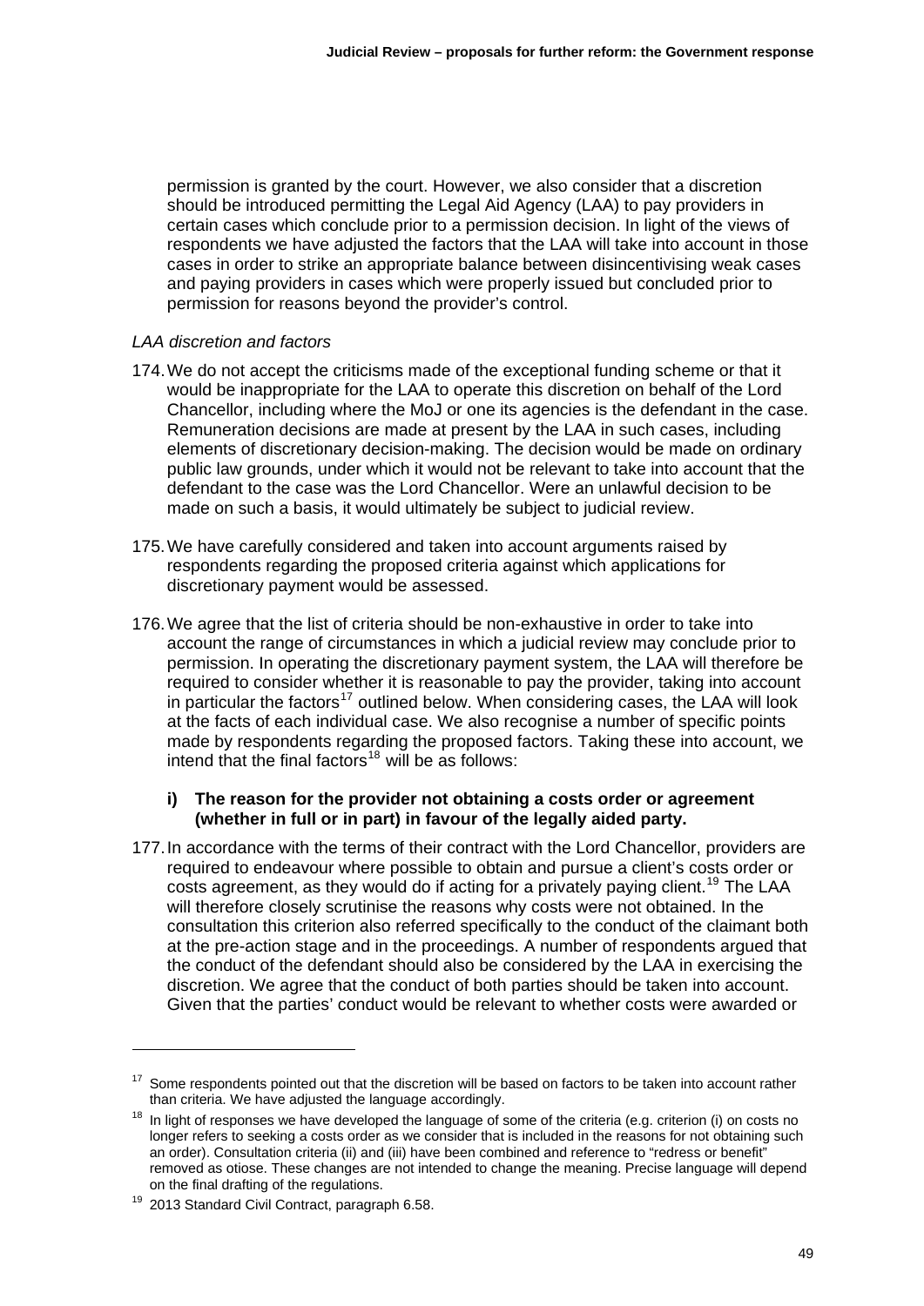permission is granted by the court. However, we also consider that a discretion should be introduced permitting the Legal Aid Agency (LAA) to pay providers in certain cases which conclude prior to a permission decision. In light of the views of respondents we have adjusted the factors that the LAA will take into account in those cases in order to strike an appropriate balance between disincentivising weak cases and paying providers in cases which were properly issued but concluded prior to permission for reasons beyond the provider's control.

*LAA discretion and factors*

174. We do not accept the criticisms made of the exceptional funding scheme or that it would be inappropriate for the LAA to operate this discretion on behalf of the Lord Chancellor, including where the MoJ or one its agencies is the defendant in the case. Remuneration decisions are made at present by the LAA in such cases, including elements of discretionary decision-making. The decision would be made on ordinary public law grounds, under which it would not be relevant to take into account that the defendant to the case was the Lord Chancellor. Were an unlawful decision to be made on such a basis, it would ultimately be subject to judicial review.

175. We have carefully considered and taken into account arguments raised by respondents regarding the proposed criteria against which applications for discretionary payment would be assessed.

176. We agree that the list of criteria should be non-exhaustive in order to take into account the range of circumstances in which a judicial review may conclude prior to permission. In operating the discretionary payment system, the LAA will therefore be required to consider whether it is reasonable to pay the provider, taking into account in particular the factors[17] outlined below. When considering cases, the LAA will look at the facts of each individual case. We also recognise a number of specific points made by respondents regarding the proposed factors. Taking these into account, we intend that the final factors[18] will be as follows:

**i) The reason for the provider not obtaining a costs order or agreement (whether in full or in part) in favour of the legally aided party.**

177. In accordance with the terms of their contract with the Lord Chancellor, providers are required to endeavour where possible to obtain and pursue a client's costs order or costs agreement, as they would do if acting for a privately paying client.[19] The LAA will therefore closely scrutinise the reasons why costs were not obtained. In the consultation this criterion also referred specifically to the conduct of the claimant both at the pre-action stage and in the proceedings. A number of respondents argued that the conduct of the defendant should also be considered by the LAA in exercising the discretion. We agree that the conduct of both parties should be taken into account. Given that the parties' conduct would be relevant to whether costs were awarded or

---

[17] Some respondents pointed out that the discretion will be based on factors to be taken into account rather than criteria. We have adjusted the language accordingly.

[18] In light of responses we have developed the language of some of the criteria (e.g. criterion (i) on costs no longer refers to seeking a costs order as we consider that is included in the reasons for not obtaining such an order). Consultation criteria (ii) and (iii) have been combined and reference to "redress or benefit" removed as otiose. These changes are not intended to change the meaning. Precise language will depend on the final drafting of the regulations.

[19] 2013 Standard Civil Contract, paragraph 6.58.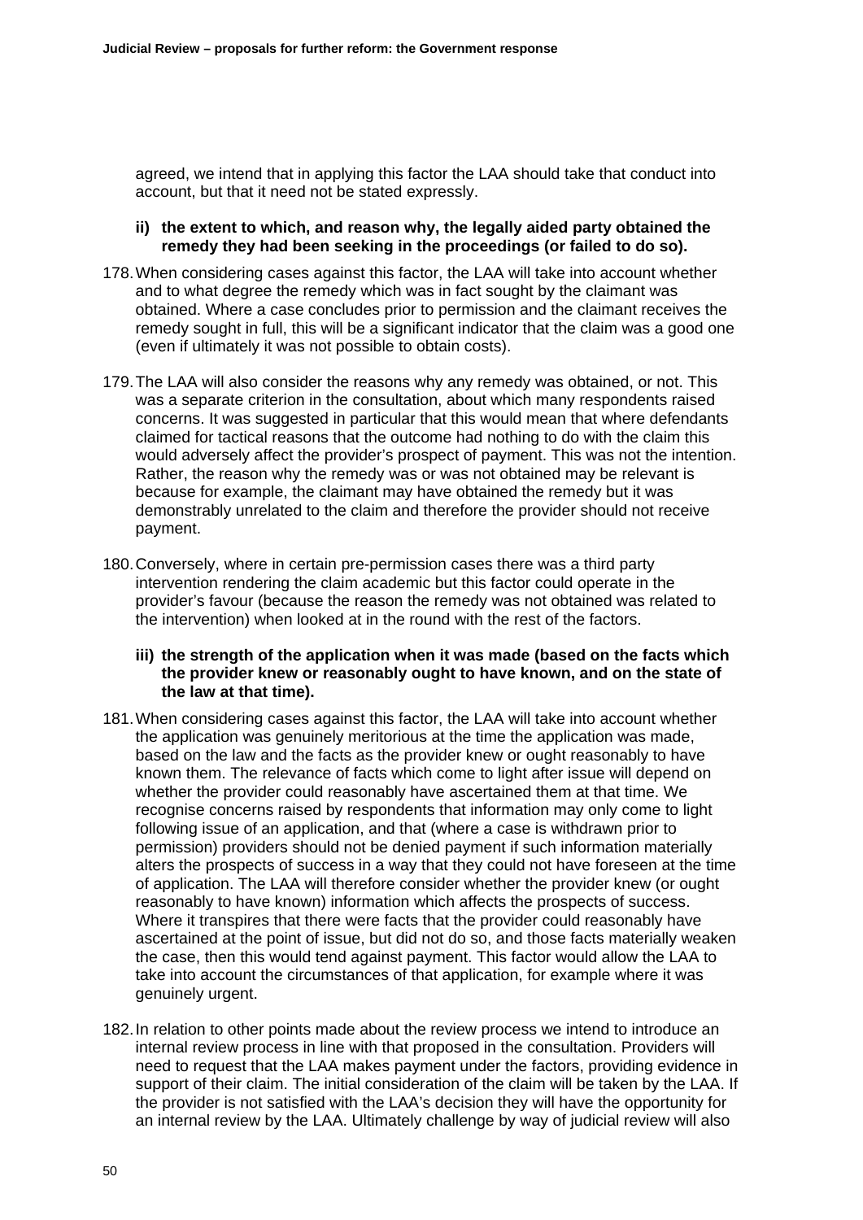agreed, we intend that in applying this factor the LAA should take that conduct into account, but that it need not be stated expressly.

**ii) the extent to which, and reason why, the legally aided party obtained the remedy they had been seeking in the proceedings (or failed to do so).**

178. When considering cases against this factor, the LAA will take into account whether and to what degree the remedy which was in fact sought by the claimant was obtained. Where a case concludes prior to permission and the claimant receives the remedy sought in full, this will be a significant indicator that the claim was a good one (even if ultimately it was not possible to obtain costs).

179. The LAA will also consider the reasons why any remedy was obtained, or not. This was a separate criterion in the consultation, about which many respondents raised concerns. It was suggested in particular that this would mean that where defendants claimed for tactical reasons that the outcome had nothing to do with the claim this would adversely affect the provider's prospect of payment. This was not the intention. Rather, the reason why the remedy was or was not obtained may be relevant is because for example, the claimant may have obtained the remedy but it was demonstrably unrelated to the claim and therefore the provider should not receive payment.

180. Conversely, where in certain pre-permission cases there was a third party intervention rendering the claim academic but this factor could operate in the provider's favour (because the reason the remedy was not obtained was related to the intervention) when looked at in the round with the rest of the factors.

**iii) the strength of the application when it was made (based on the facts which the provider knew or reasonably ought to have known, and on the state of the law at that time).**

181. When considering cases against this factor, the LAA will take into account whether the application was genuinely meritorious at the time the application was made, based on the law and the facts as the provider knew or ought reasonably to have known them. The relevance of facts which come to light after issue will depend on whether the provider could reasonably have ascertained them at that time. We recognise concerns raised by respondents that information may only come to light following issue of an application, and that (where a case is withdrawn prior to permission) providers should not be denied payment if such information materially alters the prospects of success in a way that they could not have foreseen at the time of application. The LAA will therefore consider whether the provider knew (or ought reasonably to have known) information which affects the prospects of success. Where it transpires that there were facts that the provider could reasonably have ascertained at the point of issue, but did not do so, and those facts materially weaken the case, then this would tend against payment. This factor would allow the LAA to take into account the circumstances of that application, for example where it was genuinely urgent.

182. In relation to other points made about the review process we intend to introduce an internal review process in line with that proposed in the consultation. Providers will need to request that the LAA makes payment under the factors, providing evidence in support of their claim. The initial consideration of the claim will be taken by the LAA. If the provider is not satisfied with the LAA's decision they will have the opportunity for an internal review by the LAA. Ultimately challenge by way of judicial review will also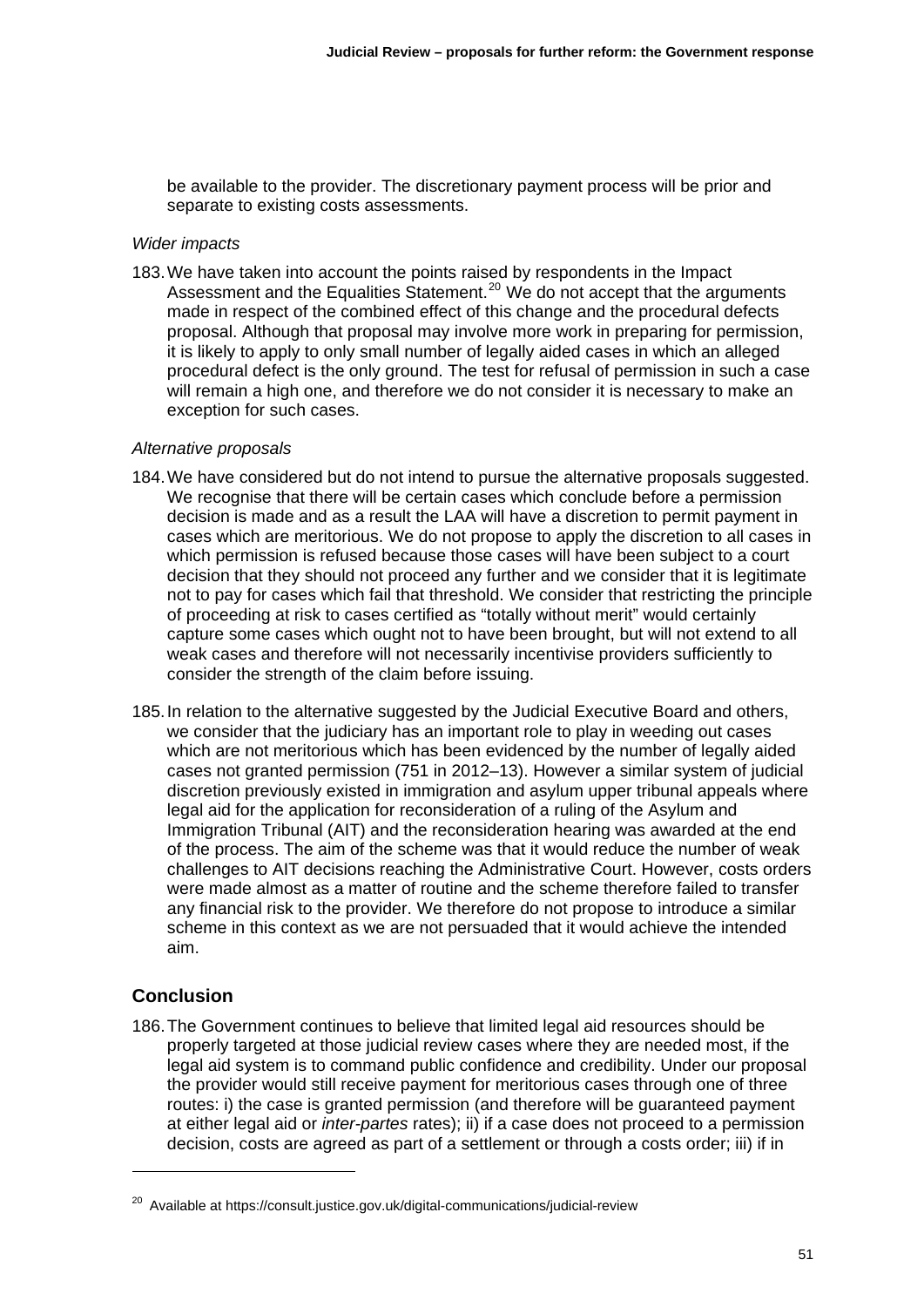be available to the provider. The discretionary payment process will be prior and separate to existing costs assessments.

*Wider impacts*

183. We have taken into account the points raised by respondents in the Impact Assessment and the Equalities Statement.[20] We do not accept that the arguments made in respect of the combined effect of this change and the procedural defects proposal. Although that proposal may involve more work in preparing for permission, it is likely to apply to only small number of legally aided cases in which an alleged procedural defect is the only ground. The test for refusal of permission in such a case will remain a high one, and therefore we do not consider it is necessary to make an exception for such cases.

*Alternative proposals*

184. We have considered but do not intend to pursue the alternative proposals suggested. We recognise that there will be certain cases which conclude before a permission decision is made and as a result the LAA will have a discretion to permit payment in cases which are meritorious. We do not propose to apply the discretion to all cases in which permission is refused because those cases will have been subject to a court decision that they should not proceed any further and we consider that it is legitimate not to pay for cases which fail that threshold. We consider that restricting the principle of proceeding at risk to cases certified as "totally without merit" would certainly capture some cases which ought not to have been brought, but will not extend to all weak cases and therefore will not necessarily incentivise providers sufficiently to consider the strength of the claim before issuing.

185. In relation to the alternative suggested by the Judicial Executive Board and others, we consider that the judiciary has an important role to play in weeding out cases which are not meritorious which has been evidenced by the number of legally aided cases not granted permission (751 in 2012–13). However a similar system of judicial discretion previously existed in immigration and asylum upper tribunal appeals where legal aid for the application for reconsideration of a ruling of the Asylum and Immigration Tribunal (AIT) and the reconsideration hearing was awarded at the end of the process. The aim of the scheme was that it would reduce the number of weak challenges to AIT decisions reaching the Administrative Court. However, costs orders were made almost as a matter of routine and the scheme therefore failed to transfer any financial risk to the provider. We therefore do not propose to introduce a similar scheme in this context as we are not persuaded that it would achieve the intended aim.

## Conclusion

186. The Government continues to believe that limited legal aid resources should be properly targeted at those judicial review cases where they are needed most, if the legal aid system is to command public confidence and credibility. Under our proposal the provider would still receive payment for meritorious cases through one of three routes: i) the case is granted permission (and therefore will be guaranteed payment at either legal aid or *inter-partes* rates); ii) if a case does not proceed to a permission decision, costs are agreed as part of a settlement or through a costs order; iii) if in

---

[20] Available at https://consult.justice.gov.uk/digital-communications/judicial-review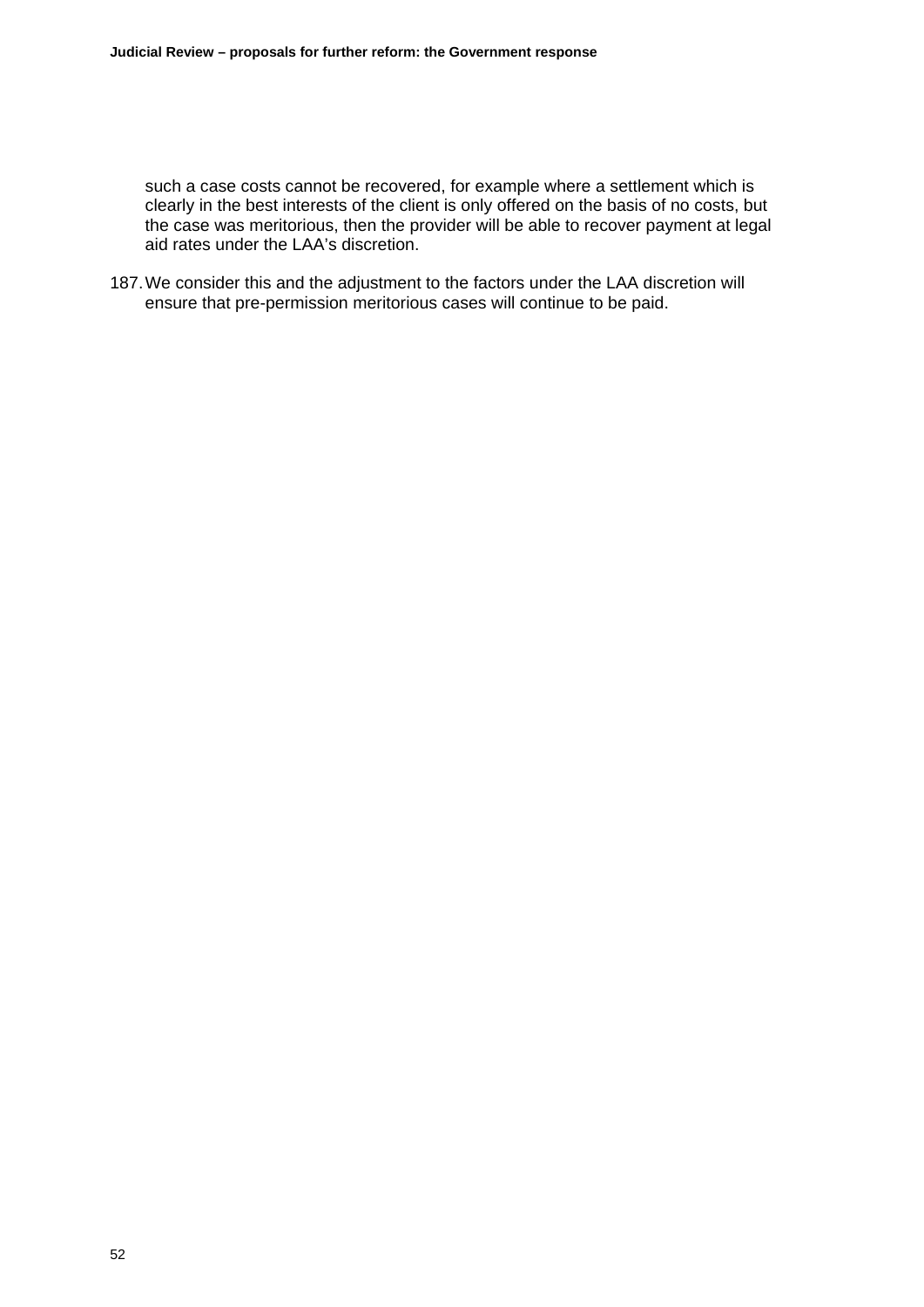such a case costs cannot be recovered, for example where a settlement which is clearly in the best interests of the client is only offered on the basis of no costs, but the case was meritorious, then the provider will be able to recover payment at legal aid rates under the LAA's discretion.

187. We consider this and the adjustment to the factors under the LAA discretion will ensure that pre-permission meritorious cases will continue to be paid.